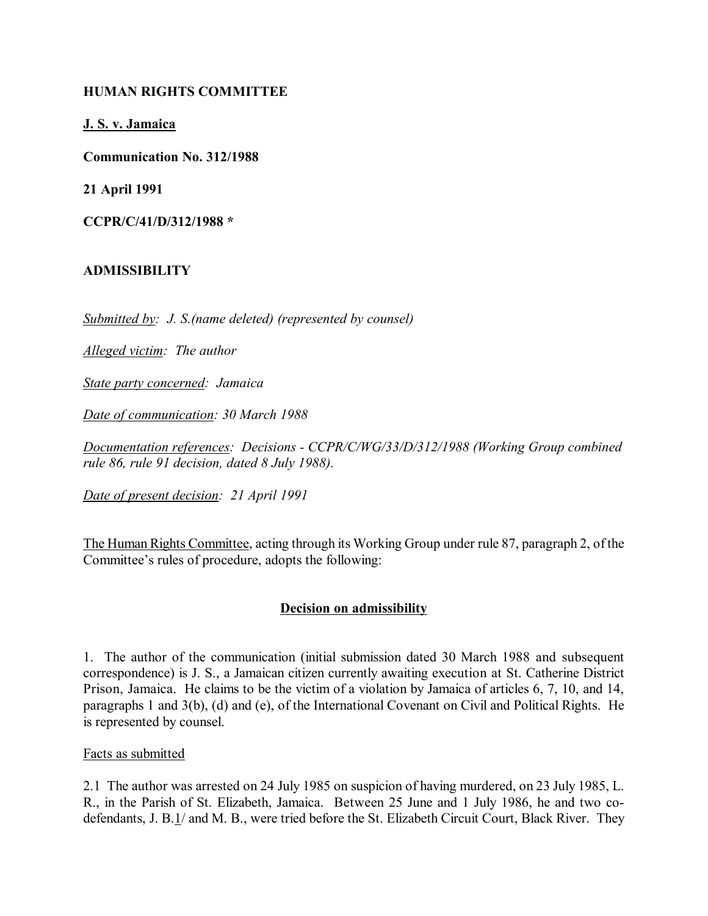**HUMAN RIGHTS COMMITTEE**

**J. S. v. Jamaica**

**Communication No. 312/1988**

**21 April 1991**

**CCPR/C/41/D/312/1988 ***

**ADMISSIBILITY**

*Submitted by: J. S.(name deleted) (represented by counsel)*

*Alleged victim: The author*

*State party concerned: Jamaica*

*Date of communication: 30 March 1988*

*Documentation references: Decisions - CCPR/C/WG/33/D/312/1988 (Working Group combined rule 86, rule 91 decision, dated 8 July 1988).*

*Date of present decision: 21 April 1991*

The Human Rights Committee, acting through its Working Group under rule 87, paragraph 2, of the Committee's rules of procedure, adopts the following:

## Decision on admissibility

1. The author of the communication (initial submission dated 30 March 1988 and subsequent correspondence) is J. S., a Jamaican citizen currently awaiting execution at St. Catherine District Prison, Jamaica. He claims to be the victim of a violation by Jamaica of articles 6, 7, 10, and 14, paragraphs 1 and 3(b), (d) and (e), of the International Covenant on Civil and Political Rights. He is represented by counsel.

Facts as submitted

2.1 The author was arrested on 24 July 1985 on suspicion of having murdered, on 23 July 1985, L. R., in the Parish of St. Elizabeth, Jamaica. Between 25 June and 1 July 1986, he and two co-defendants, J. B.1/ and M. B., were tried before the St. Elizabeth Circuit Court, Black River. They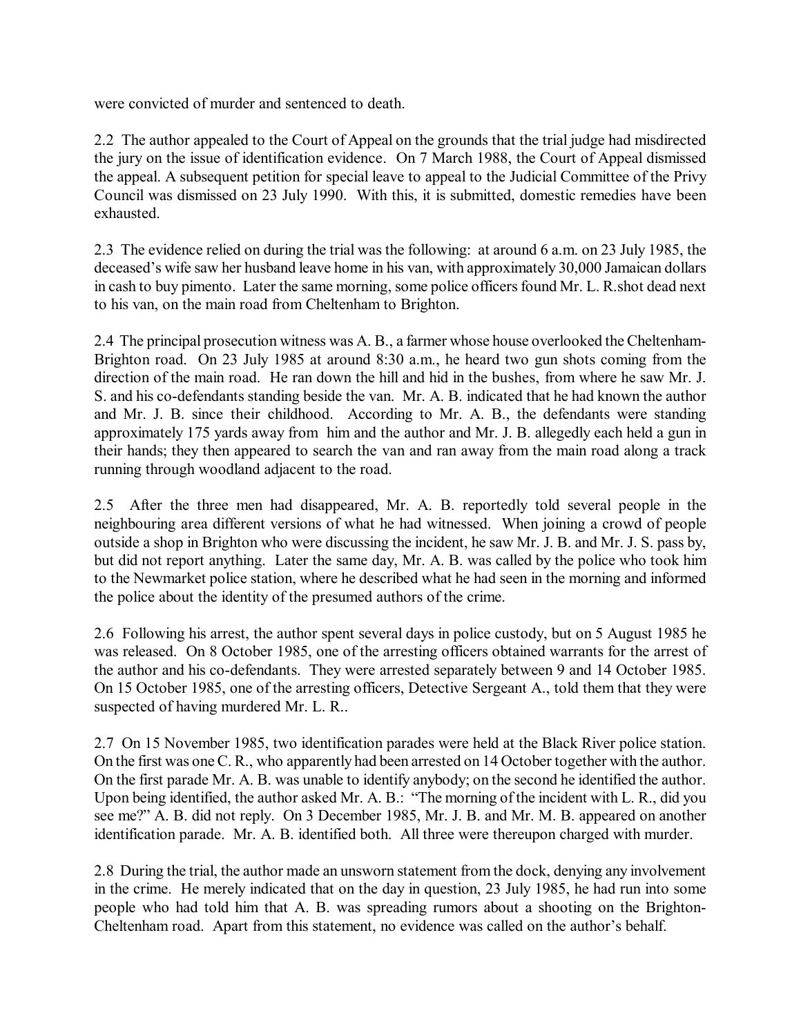were convicted of murder and sentenced to death.

2.2 The author appealed to the Court of Appeal on the grounds that the trial judge had misdirected the jury on the issue of identification evidence. On 7 March 1988, the Court of Appeal dismissed the appeal. A subsequent petition for special leave to appeal to the Judicial Committee of the Privy Council was dismissed on 23 July 1990. With this, it is submitted, domestic remedies have been exhausted.

2.3 The evidence relied on during the trial was the following: at around 6 a.m. on 23 July 1985, the deceased's wife saw her husband leave home in his van, with approximately 30,000 Jamaican dollars in cash to buy pimento. Later the same morning, some police officers found Mr. L. R.shot dead next to his van, on the main road from Cheltenham to Brighton.

2.4 The principal prosecution witness was A. B., a farmer whose house overlooked the Cheltenham-Brighton road. On 23 July 1985 at around 8:30 a.m., he heard two gun shots coming from the direction of the main road. He ran down the hill and hid in the bushes, from where he saw Mr. J. S. and his co-defendants standing beside the van. Mr. A. B. indicated that he had known the author and Mr. J. B. since their childhood. According to Mr. A. B., the defendants were standing approximately 175 yards away from him and the author and Mr. J. B. allegedly each held a gun in their hands; they then appeared to search the van and ran away from the main road along a track running through woodland adjacent to the road.

2.5 After the three men had disappeared, Mr. A. B. reportedly told several people in the neighbouring area different versions of what he had witnessed. When joining a crowd of people outside a shop in Brighton who were discussing the incident, he saw Mr. J. B. and Mr. J. S. pass by, but did not report anything. Later the same day, Mr. A. B. was called by the police who took him to the Newmarket police station, where he described what he had seen in the morning and informed the police about the identity of the presumed authors of the crime.

2.6 Following his arrest, the author spent several days in police custody, but on 5 August 1985 he was released. On 8 October 1985, one of the arresting officers obtained warrants for the arrest of the author and his co-defendants. They were arrested separately between 9 and 14 October 1985. On 15 October 1985, one of the arresting officers, Detective Sergeant A., told them that they were suspected of having murdered Mr. L. R..

2.7 On 15 November 1985, two identification parades were held at the Black River police station. On the first was one C. R., who apparently had been arrested on 14 October together with the author. On the first parade Mr. A. B. was unable to identify anybody; on the second he identified the author. Upon being identified, the author asked Mr. A. B.: "The morning of the incident with L. R., did you see me?" A. B. did not reply. On 3 December 1985, Mr. J. B. and Mr. M. B. appeared on another identification parade. Mr. A. B. identified both. All three were thereupon charged with murder.

2.8 During the trial, the author made an unsworn statement from the dock, denying any involvement in the crime. He merely indicated that on the day in question, 23 July 1985, he had run into some people who had told him that A. B. was spreading rumors about a shooting on the Brighton-Cheltenham road. Apart from this statement, no evidence was called on the author's behalf.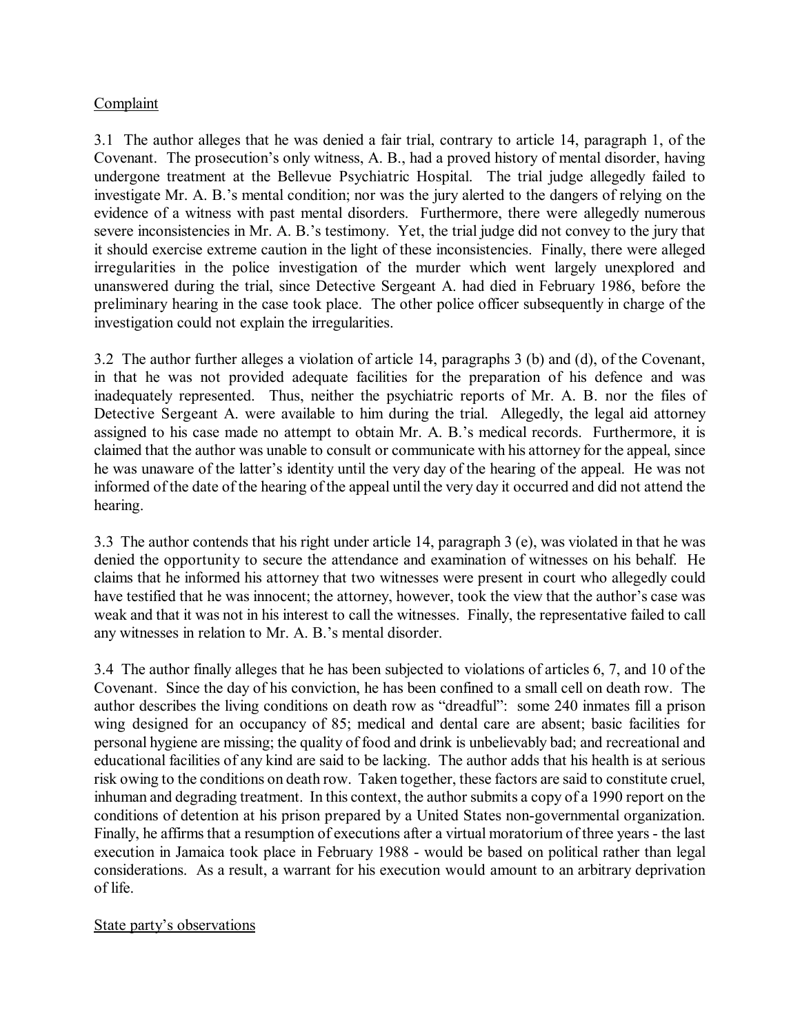Complaint

3.1 The author alleges that he was denied a fair trial, contrary to article 14, paragraph 1, of the Covenant. The prosecution's only witness, A. B., had a proved history of mental disorder, having undergone treatment at the Bellevue Psychiatric Hospital. The trial judge allegedly failed to investigate Mr. A. B.'s mental condition; nor was the jury alerted to the dangers of relying on the evidence of a witness with past mental disorders. Furthermore, there were allegedly numerous severe inconsistencies in Mr. A. B.'s testimony. Yet, the trial judge did not convey to the jury that it should exercise extreme caution in the light of these inconsistencies. Finally, there were alleged irregularities in the police investigation of the murder which went largely unexplored and unanswered during the trial, since Detective Sergeant A. had died in February 1986, before the preliminary hearing in the case took place. The other police officer subsequently in charge of the investigation could not explain the irregularities.

3.2 The author further alleges a violation of article 14, paragraphs 3 (b) and (d), of the Covenant, in that he was not provided adequate facilities for the preparation of his defence and was inadequately represented. Thus, neither the psychiatric reports of Mr. A. B. nor the files of Detective Sergeant A. were available to him during the trial. Allegedly, the legal aid attorney assigned to his case made no attempt to obtain Mr. A. B.'s medical records. Furthermore, it is claimed that the author was unable to consult or communicate with his attorney for the appeal, since he was unaware of the latter's identity until the very day of the hearing of the appeal. He was not informed of the date of the hearing of the appeal until the very day it occurred and did not attend the hearing.

3.3 The author contends that his right under article 14, paragraph 3 (e), was violated in that he was denied the opportunity to secure the attendance and examination of witnesses on his behalf. He claims that he informed his attorney that two witnesses were present in court who allegedly could have testified that he was innocent; the attorney, however, took the view that the author's case was weak and that it was not in his interest to call the witnesses. Finally, the representative failed to call any witnesses in relation to Mr. A. B.'s mental disorder.

3.4 The author finally alleges that he has been subjected to violations of articles 6, 7, and 10 of the Covenant. Since the day of his conviction, he has been confined to a small cell on death row. The author describes the living conditions on death row as "dreadful": some 240 inmates fill a prison wing designed for an occupancy of 85; medical and dental care are absent; basic facilities for personal hygiene are missing; the quality of food and drink is unbelievably bad; and recreational and educational facilities of any kind are said to be lacking. The author adds that his health is at serious risk owing to the conditions on death row. Taken together, these factors are said to constitute cruel, inhuman and degrading treatment. In this context, the author submits a copy of a 1990 report on the conditions of detention at his prison prepared by a United States non-governmental organization. Finally, he affirms that a resumption of executions after a virtual moratorium of three years - the last execution in Jamaica took place in February 1988 - would be based on political rather than legal considerations. As a result, a warrant for his execution would amount to an arbitrary deprivation of life.

State party's observations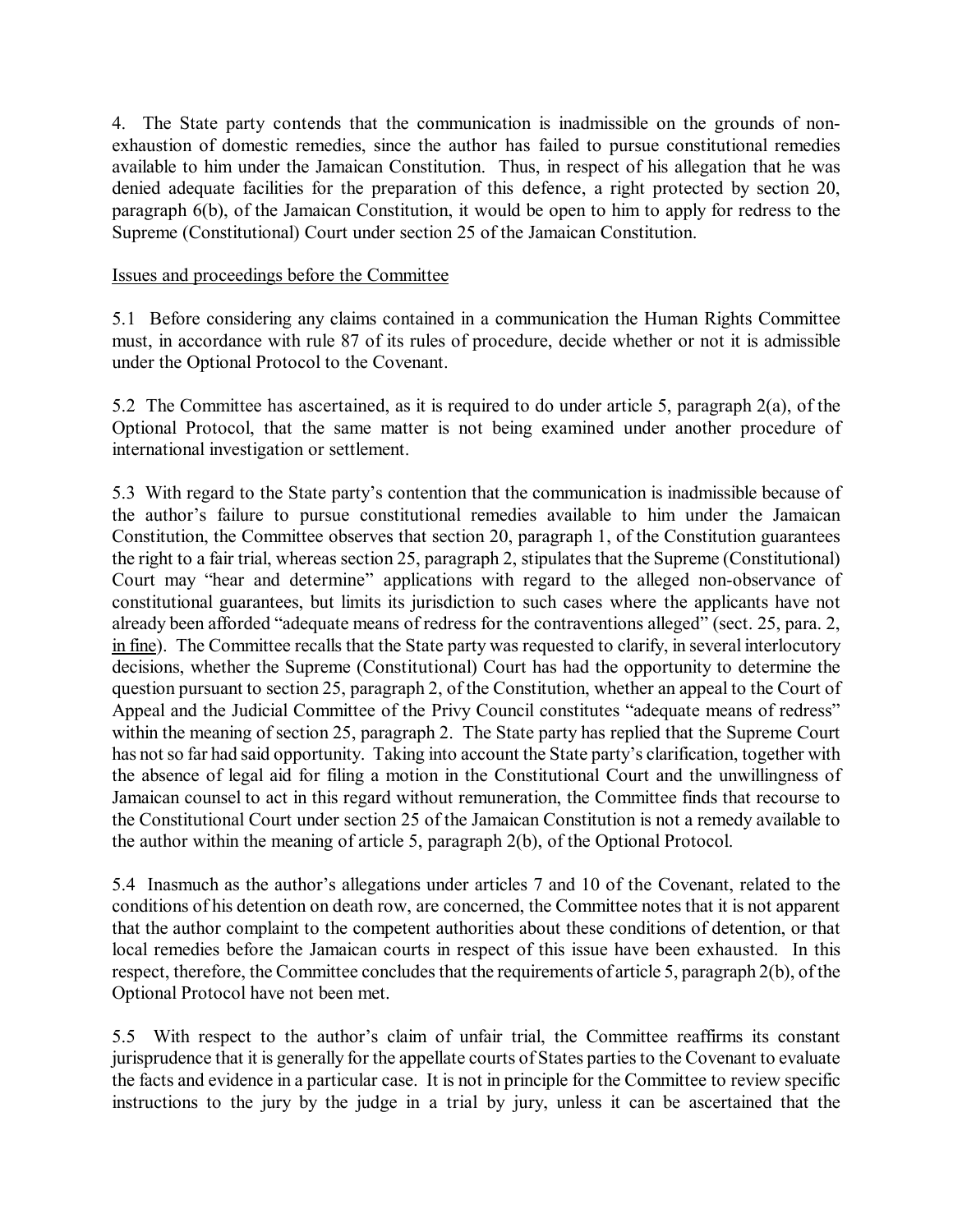4. The State party contends that the communication is inadmissible on the grounds of non-exhaustion of domestic remedies, since the author has failed to pursue constitutional remedies available to him under the Jamaican Constitution. Thus, in respect of his allegation that he was denied adequate facilities for the preparation of this defence, a right protected by section 20, paragraph 6(b), of the Jamaican Constitution, it would be open to him to apply for redress to the Supreme (Constitutional) Court under section 25 of the Jamaican Constitution.

Issues and proceedings before the Committee

5.1 Before considering any claims contained in a communication the Human Rights Committee must, in accordance with rule 87 of its rules of procedure, decide whether or not it is admissible under the Optional Protocol to the Covenant.

5.2 The Committee has ascertained, as it is required to do under article 5, paragraph 2(a), of the Optional Protocol, that the same matter is not being examined under another procedure of international investigation or settlement.

5.3 With regard to the State party's contention that the communication is inadmissible because of the author's failure to pursue constitutional remedies available to him under the Jamaican Constitution, the Committee observes that section 20, paragraph 1, of the Constitution guarantees the right to a fair trial, whereas section 25, paragraph 2, stipulates that the Supreme (Constitutional) Court may "hear and determine" applications with regard to the alleged non-observance of constitutional guarantees, but limits its jurisdiction to such cases where the applicants have not already been afforded "adequate means of redress for the contraventions alleged" (sect. 25, para. 2, in fine). The Committee recalls that the State party was requested to clarify, in several interlocutory decisions, whether the Supreme (Constitutional) Court has had the opportunity to determine the question pursuant to section 25, paragraph 2, of the Constitution, whether an appeal to the Court of Appeal and the Judicial Committee of the Privy Council constitutes "adequate means of redress" within the meaning of section 25, paragraph 2. The State party has replied that the Supreme Court has not so far had said opportunity. Taking into account the State party's clarification, together with the absence of legal aid for filing a motion in the Constitutional Court and the unwillingness of Jamaican counsel to act in this regard without remuneration, the Committee finds that recourse to the Constitutional Court under section 25 of the Jamaican Constitution is not a remedy available to the author within the meaning of article 5, paragraph 2(b), of the Optional Protocol.

5.4 Inasmuch as the author's allegations under articles 7 and 10 of the Covenant, related to the conditions of his detention on death row, are concerned, the Committee notes that it is not apparent that the author complaint to the competent authorities about these conditions of detention, or that local remedies before the Jamaican courts in respect of this issue have been exhausted. In this respect, therefore, the Committee concludes that the requirements of article 5, paragraph 2(b), of the Optional Protocol have not been met.

5.5 With respect to the author's claim of unfair trial, the Committee reaffirms its constant jurisprudence that it is generally for the appellate courts of States parties to the Covenant to evaluate the facts and evidence in a particular case. It is not in principle for the Committee to review specific instructions to the jury by the judge in a trial by jury, unless it can be ascertained that the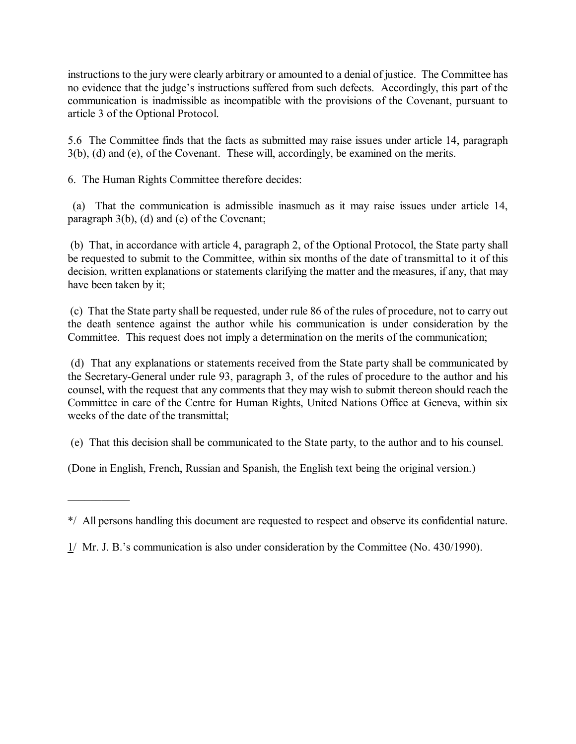instructions to the jury were clearly arbitrary or amounted to a denial of justice. The Committee has no evidence that the judge's instructions suffered from such defects. Accordingly, this part of the communication is inadmissible as incompatible with the provisions of the Covenant, pursuant to article 3 of the Optional Protocol.

5.6 The Committee finds that the facts as submitted may raise issues under article 14, paragraph 3(b), (d) and (e), of the Covenant. These will, accordingly, be examined on the merits.

6. The Human Rights Committee therefore decides:

(a) That the communication is admissible inasmuch as it may raise issues under article 14, paragraph 3(b), (d) and (e) of the Covenant;

(b) That, in accordance with article 4, paragraph 2, of the Optional Protocol, the State party shall be requested to submit to the Committee, within six months of the date of transmittal to it of this decision, written explanations or statements clarifying the matter and the measures, if any, that may have been taken by it;

(c) That the State party shall be requested, under rule 86 of the rules of procedure, not to carry out the death sentence against the author while his communication is under consideration by the Committee. This request does not imply a determination on the merits of the communication;

(d) That any explanations or statements received from the State party shall be communicated by the Secretary-General under rule 93, paragraph 3, of the rules of procedure to the author and his counsel, with the request that any comments that they may wish to submit thereon should reach the Committee in care of the Centre for Human Rights, United Nations Office at Geneva, within six weeks of the date of the transmittal;

(e) That this decision shall be communicated to the State party, to the author and to his counsel.

(Done in English, French, Russian and Spanish, the English text being the original version.)

---

*/ All persons handling this document are requested to respect and observe its confidential nature.

1/ Mr. J. B.'s communication is also under consideration by the Committee (No. 430/1990).